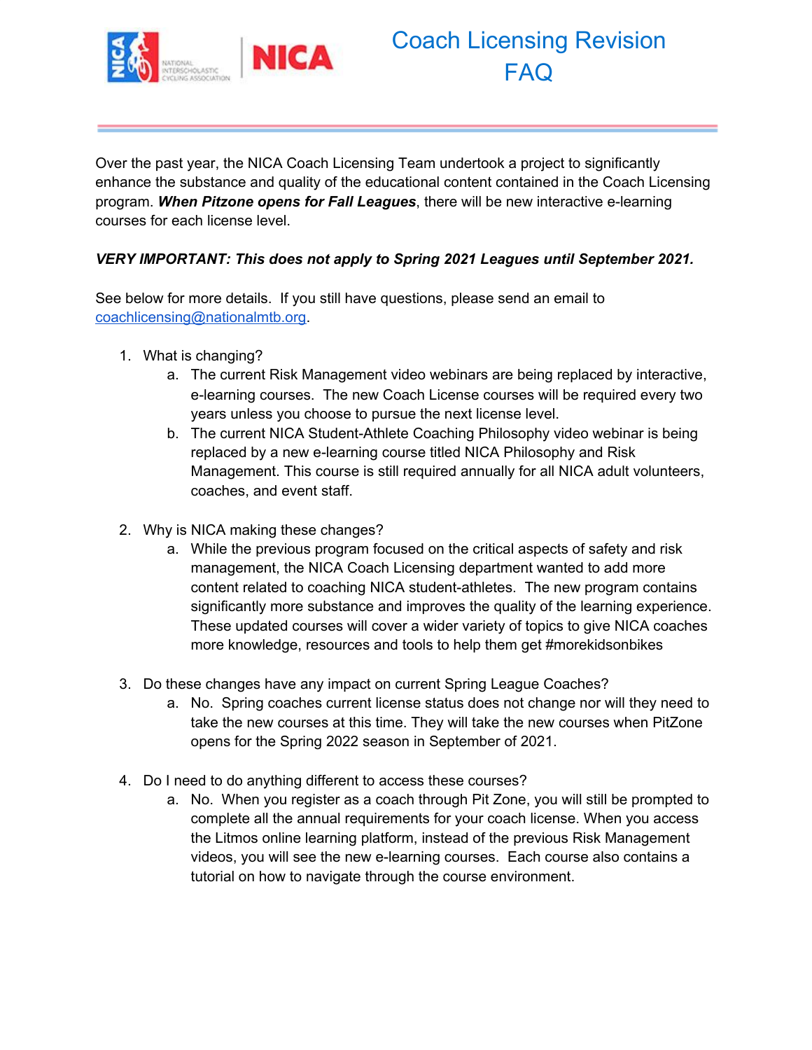# Coach Licensing Revision FAQ

Over the past year, the NICA Coach Licensing Team undertook a project to significantly enhance the substance and quality of the educational content contained in the Coach Licensing program. ***When Pitzone opens for Fall Leagues***, there will be new interactive e-learning courses for each license level.

***VERY IMPORTANT: This does not apply to Spring 2021 Leagues until September 2021.***

See below for more details. If you still have questions, please send an email to coachlicensing@nationalmtb.org.

1. What is changing?
   a. The current Risk Management video webinars are being replaced by interactive, e-learning courses. The new Coach License courses will be required every two years unless you choose to pursue the next license level.
   b. The current NICA Student-Athlete Coaching Philosophy video webinar is being replaced by a new e-learning course titled NICA Philosophy and Risk Management. This course is still required annually for all NICA adult volunteers, coaches, and event staff.

2. Why is NICA making these changes?
   a. While the previous program focused on the critical aspects of safety and risk management, the NICA Coach Licensing department wanted to add more content related to coaching NICA student-athletes. The new program contains significantly more substance and improves the quality of the learning experience. These updated courses will cover a wider variety of topics to give NICA coaches more knowledge, resources and tools to help them get #morekidsonbikes

3. Do these changes have any impact on current Spring League Coaches?
   a. No. Spring coaches current license status does not change nor will they need to take the new courses at this time. They will take the new courses when PitZone opens for the Spring 2022 season in September of 2021.

4. Do I need to do anything different to access these courses?
   a. No. When you register as a coach through Pit Zone, you will still be prompted to complete all the annual requirements for your coach license. When you access the Litmos online learning platform, instead of the previous Risk Management videos, you will see the new e-learning courses. Each course also contains a tutorial on how to navigate through the course environment.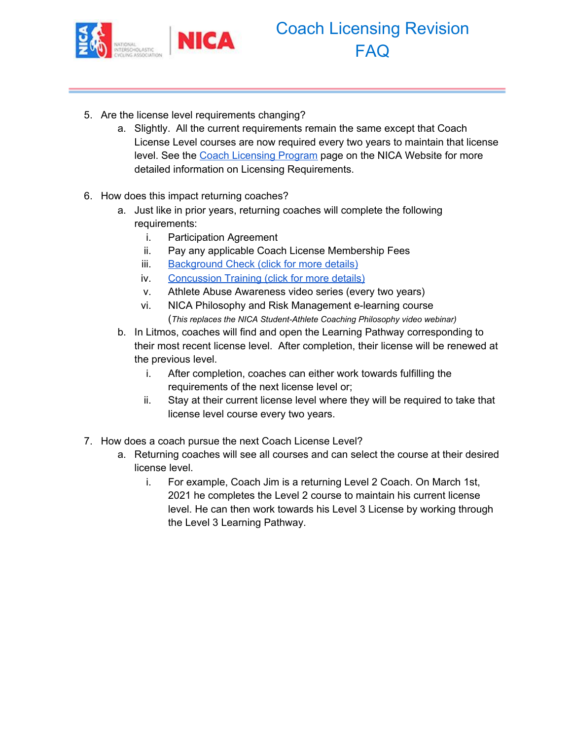5. Are the license level requirements changing?
    a. Slightly. All the current requirements remain the same except that Coach License Level courses are now required every two years to maintain that license level. See the [Coach Licensing Program]() page on the NICA Website for more detailed information on Licensing Requirements.

6. How does this impact returning coaches?
    a. Just like in prior years, returning coaches will complete the following requirements:
        i. Participation Agreement
        ii. Pay any applicable Coach License Membership Fees
        iii. [Background Check (click for more details)]()
        iv. [Concussion Training (click for more details)]()
        v. Athlete Abuse Awareness video series (every two years)
        vi. NICA Philosophy and Risk Management e-learning course (*This replaces the NICA Student-Athlete Coaching Philosophy video webinar)*
    b. In Litmos, coaches will find and open the Learning Pathway corresponding to their most recent license level. After completion, their license will be renewed at the previous level.
        i. After completion, coaches can either work towards fulfilling the requirements of the next license level or;
        ii. Stay at their current license level where they will be required to take that license level course every two years.

7. How does a coach pursue the next Coach License Level?
    a. Returning coaches will see all courses and can select the course at their desired license level.
        i. For example, Coach Jim is a returning Level 2 Coach. On March 1st, 2021 he completes the Level 2 course to maintain his current license level. He can then work towards his Level 3 License by working through the Level 3 Learning Pathway.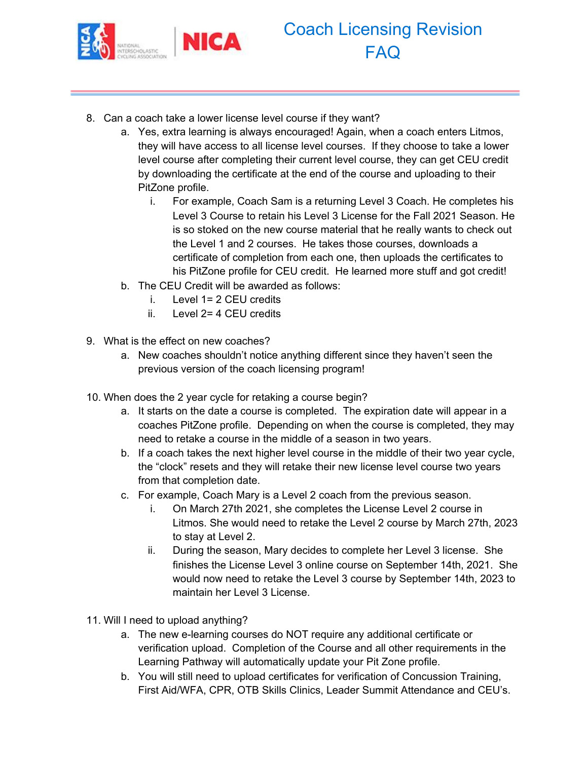8. Can a coach take a lower license level course if they want?
    a. Yes, extra learning is always encouraged! Again, when a coach enters Litmos, they will have access to all license level courses. If they choose to take a lower level course after completing their current level course, they can get CEU credit by downloading the certificate at the end of the course and uploading to their PitZone profile.
        i. For example, Coach Sam is a returning Level 3 Coach. He completes his Level 3 Course to retain his Level 3 License for the Fall 2021 Season. He is so stoked on the new course material that he really wants to check out the Level 1 and 2 courses. He takes those courses, downloads a certificate of completion from each one, then uploads the certificates to his PitZone profile for CEU credit. He learned more stuff and got credit!
    b. The CEU Credit will be awarded as follows:
        i. Level 1= 2 CEU credits
        ii. Level 2= 4 CEU credits

9. What is the effect on new coaches?
    a. New coaches shouldn't notice anything different since they haven't seen the previous version of the coach licensing program!

10. When does the 2 year cycle for retaking a course begin?
    a. It starts on the date a course is completed. The expiration date will appear in a coaches PitZone profile. Depending on when the course is completed, they may need to retake a course in the middle of a season in two years.
    b. If a coach takes the next higher level course in the middle of their two year cycle, the "clock" resets and they will retake their new license level course two years from that completion date.
    c. For example, Coach Mary is a Level 2 coach from the previous season.
        i. On March 27th 2021, she completes the License Level 2 course in Litmos. She would need to retake the Level 2 course by March 27th, 2023 to stay at Level 2.
        ii. During the season, Mary decides to complete her Level 3 license. She finishes the License Level 3 online course on September 14th, 2021. She would now need to retake the Level 3 course by September 14th, 2023 to maintain her Level 3 License.

11. Will I need to upload anything?
    a. The new e-learning courses do NOT require any additional certificate or verification upload. Completion of the Course and all other requirements in the Learning Pathway will automatically update your Pit Zone profile.
    b. You will still need to upload certificates for verification of Concussion Training, First Aid/WFA, CPR, OTB Skills Clinics, Leader Summit Attendance and CEU's.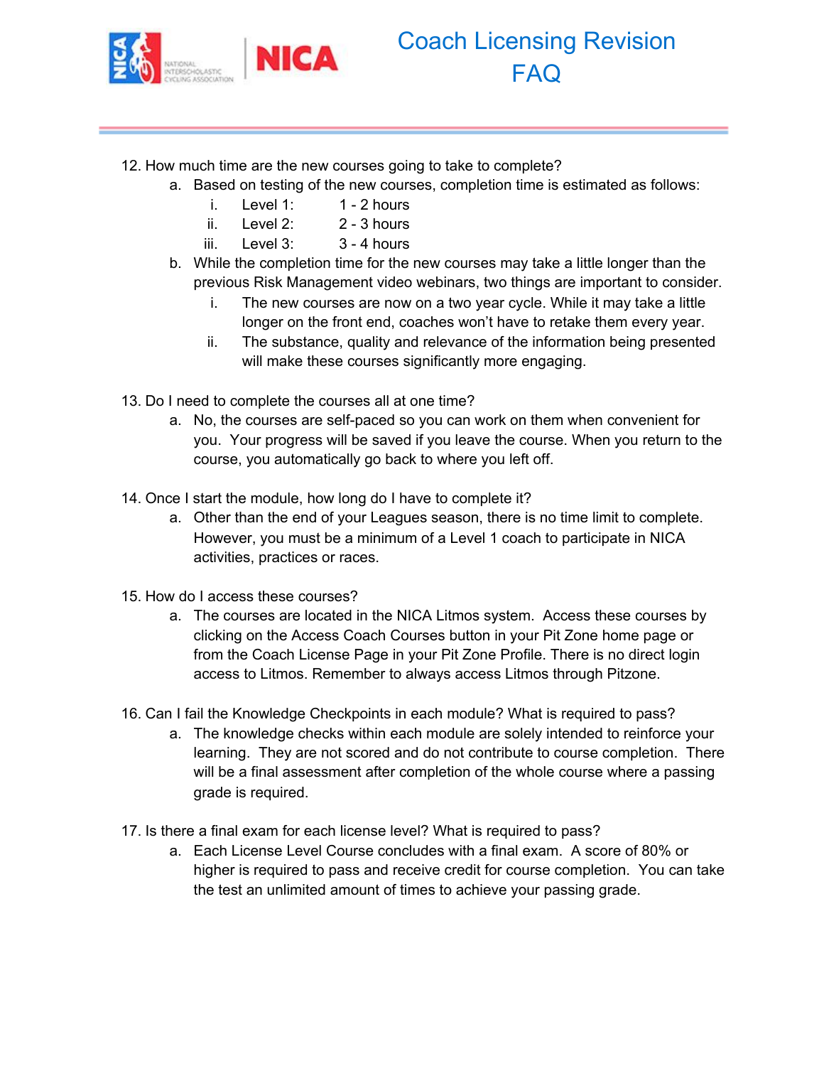12. How much time are the new courses going to take to complete?
    a. Based on testing of the new courses, completion time is estimated as follows:
        i. Level 1: 1 - 2 hours
        ii. Level 2: 2 - 3 hours
        iii. Level 3: 3 - 4 hours
    b. While the completion time for the new courses may take a little longer than the previous Risk Management video webinars, two things are important to consider.
        i. The new courses are now on a two year cycle. While it may take a little longer on the front end, coaches won't have to retake them every year.
        ii. The substance, quality and relevance of the information being presented will make these courses significantly more engaging.

13. Do I need to complete the courses all at one time?
    a. No, the courses are self-paced so you can work on them when convenient for you. Your progress will be saved if you leave the course. When you return to the course, you automatically go back to where you left off.

14. Once I start the module, how long do I have to complete it?
    a. Other than the end of your Leagues season, there is no time limit to complete. However, you must be a minimum of a Level 1 coach to participate in NICA activities, practices or races.

15. How do I access these courses?
    a. The courses are located in the NICA Litmos system. Access these courses by clicking on the Access Coach Courses button in your Pit Zone home page or from the Coach License Page in your Pit Zone Profile. There is no direct login access to Litmos. Remember to always access Litmos through Pitzone.

16. Can I fail the Knowledge Checkpoints in each module? What is required to pass?
    a. The knowledge checks within each module are solely intended to reinforce your learning. They are not scored and do not contribute to course completion. There will be a final assessment after completion of the whole course where a passing grade is required.

17. Is there a final exam for each license level? What is required to pass?
    a. Each License Level Course concludes with a final exam. A score of 80% or higher is required to pass and receive credit for course completion. You can take the test an unlimited amount of times to achieve your passing grade.